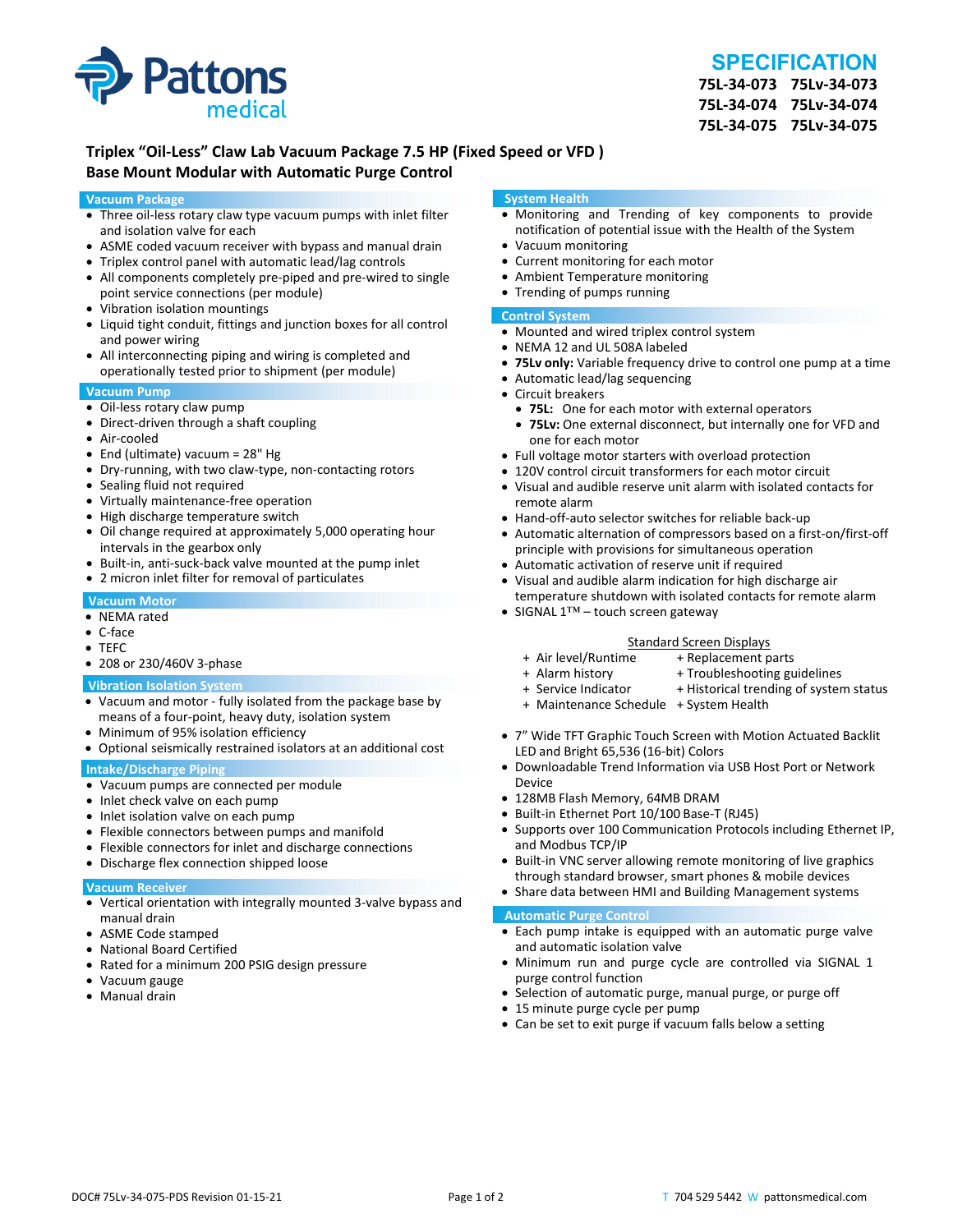# SPECIFICATION

**75L-34-073 75Lv-34-073**
**75L-34-074 75Lv-34-074**
**75L-34-075 75Lv-34-075**

## Triplex "Oil-Less" Claw Lab Vacuum Package 7.5 HP (Fixed Speed or VFD ) Base Mount Modular with Automatic Purge Control

### Vacuum Package

- Three oil-less rotary claw type vacuum pumps with inlet filter and isolation valve for each
- ASME coded vacuum receiver with bypass and manual drain
- Triplex control panel with automatic lead/lag controls
- All components completely pre-piped and pre-wired to single point service connections (per module)
- Vibration isolation mountings
- Liquid tight conduit, fittings and junction boxes for all control and power wiring
- All interconnecting piping and wiring is completed and operationally tested prior to shipment (per module)

### Vacuum Pump

- Oil-less rotary claw pump
- Direct-driven through a shaft coupling
- Air-cooled
- End (ultimate) vacuum = 28" Hg
- Dry-running, with two claw-type, non-contacting rotors
- Sealing fluid not required
- Virtually maintenance-free operation
- High discharge temperature switch
- Oil change required at approximately 5,000 operating hour intervals in the gearbox only
- Built-in, anti-suck-back valve mounted at the pump inlet
- 2 micron inlet filter for removal of particulates

### Vacuum Motor

- NEMA rated
- C-face
- TEFC
- 208 or 230/460V 3-phase

### Vibration Isolation System

- Vacuum and motor - fully isolated from the package base by means of a four-point, heavy duty, isolation system
- Minimum of 95% isolation efficiency
- Optional seismically restrained isolators at an additional cost

### Intake/Discharge Piping

- Vacuum pumps are connected per module
- Inlet check valve on each pump
- Inlet isolation valve on each pump
- Flexible connectors between pumps and manifold
- Flexible connectors for inlet and discharge connections
- Discharge flex connection shipped loose

### Vacuum Receiver

- Vertical orientation with integrally mounted 3-valve bypass and manual drain
- ASME Code stamped
- National Board Certified
- Rated for a minimum 200 PSIG design pressure
- Vacuum gauge
- Manual drain

### System Health

- Monitoring and Trending of key components to provide notification of potential issue with the Health of the System
- Vacuum monitoring
- Current monitoring for each motor
- Ambient Temperature monitoring
- Trending of pumps running

### Control System

- Mounted and wired triplex control system
- NEMA 12 and UL 508A labeled
- **75Lv only:** Variable frequency drive to control one pump at a time
- Automatic lead/lag sequencing
- Circuit breakers
  - **75L:** One for each motor with external operators
  - **75Lv:** One external disconnect, but internally one for VFD and one for each motor
- Full voltage motor starters with overload protection
- 120V control circuit transformers for each motor circuit
- Visual and audible reserve unit alarm with isolated contacts for remote alarm
- Hand-off-auto selector switches for reliable back-up
- Automatic alternation of compressors based on a first-on/first-off principle with provisions for simultaneous operation
- Automatic activation of reserve unit if required
- Visual and audible alarm indication for high discharge air temperature shutdown with isolated contacts for remote alarm
- SIGNAL 1™ – touch screen gateway

Standard Screen Displays

- + Air level/Runtime
- + Alarm history
- + Service Indicator
- + Maintenance Schedule
- + Replacement parts
- + Troubleshooting guidelines
- + Historical trending of system status
- + System Health

- 7" Wide TFT Graphic Touch Screen with Motion Actuated Backlit LED and Bright 65,536 (16-bit) Colors
- Downloadable Trend Information via USB Host Port or Network Device
- 128MB Flash Memory, 64MB DRAM
- Built-in Ethernet Port 10/100 Base-T (RJ45)
- Supports over 100 Communication Protocols including Ethernet IP, and Modbus TCP/IP
- Built-in VNC server allowing remote monitoring of live graphics through standard browser, smart phones & mobile devices
- Share data between HMI and Building Management systems

### Automatic Purge Control

- Each pump intake is equipped with an automatic purge valve and automatic isolation valve
- Minimum run and purge cycle are controlled via SIGNAL 1 purge control function
- Selection of automatic purge, manual purge, or purge off
- 15 minute purge cycle per pump
- Can be set to exit purge if vacuum falls below a setting

DOC# 75Lv-34-075-PDS Revision 01-15-21    T 704 529 5442 W pattonsmedical.com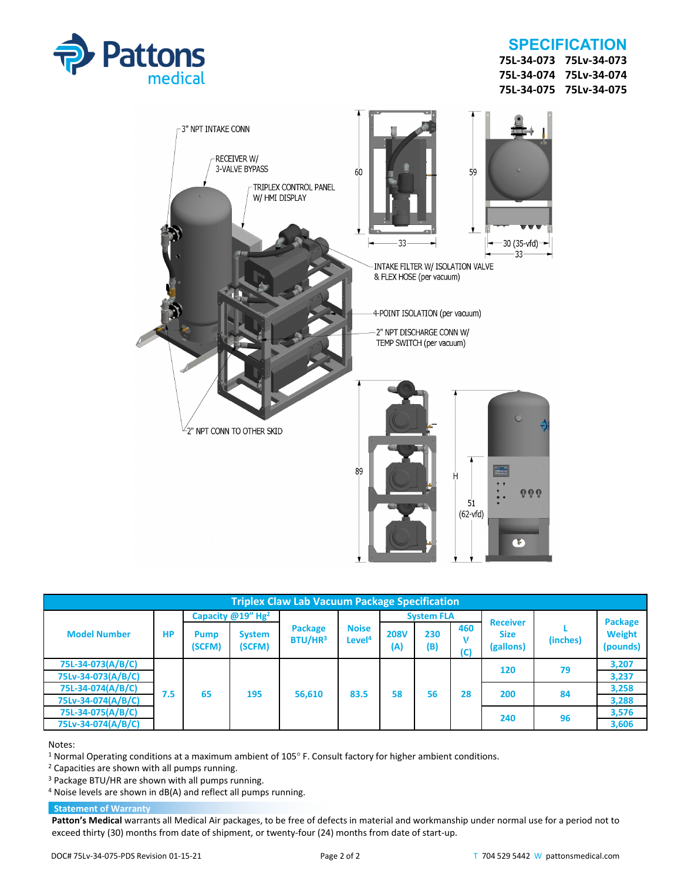**SPECIFICATION**

**75L-34-073 75Lv-34-073**
**75L-34-074 75Lv-34-074**
**75L-34-075 75Lv-34-075**

3" NPT INTAKE CONN

RECEIVER W/ 3-VALVE BYPASS

TRIPLEX CONTROL PANEL W/ HMI DISPLAY

INTAKE FILTER W/ ISOLATION VALVE & FLEX HOSE (per vacuum)

4-POINT ISOLATION (per vacuum)

2" NPT DISCHARGE CONN W/ TEMP SWITCH (per vacuum)

2" NPT CONN TO OTHER SKID

60

33

59

30 (35-vfd)

33

89

H

51 (62-vfd)

| Triplex Claw Lab Vacuum Package Specification | | | | | | | | | | | |
|---|---|---|---|---|---|---|---|---|---|---|---|
| Model Number | HP | Capacity @19" Hg[2] | | Package BTU/HR[3] | Noise Level[4] | System FLA | | | Receiver Size (gallons) | L (inches) | Package Weight (pounds) |
| | | Pump (SCFM) | System (SCFM) | | | 208V (A) | 230 (B) | 460 V (C) | | | |
| 75L-34-073(A/B/C) | 7.5 | 65 | 195 | 56,610 | 83.5 | 58 | 56 | 28 | 120 | 79 | 3,207 |
| 75Lv-34-073(A/B/C) | | | | | | | | | | | 3,237 |
| 75L-34-074(A/B/C) | | | | | | | | | 200 | 84 | 3,258 |
| 75Lv-34-074(A/B/C) | | | | | | | | | | | 3,288 |
| 75L-34-075(A/B/C) | | | | | | | | | 240 | 96 | 3,576 |
| 75Lv-34-074(A/B/C) | | | | | | | | | | | 3,606 |

Notes:

[1] Normal Operating conditions at a maximum ambient of 105° F. Consult factory for higher ambient conditions.

[2] Capacities are shown with all pumps running.

[3] Package BTU/HR are shown with all pumps running.

[4] Noise levels are shown in dB(A) and reflect all pumps running.

**Statement of Warranty**

**Patton's Medical** warrants all Medical Air packages, to be free of defects in material and workmanship under normal use for a period not to exceed thirty (30) months from date of shipment, or twenty-four (24) months from date of start-up.

DOC# 75Lv-34-075-PDS Revision 01-15-21

T 704 529 5442 W pattonsmedical.com